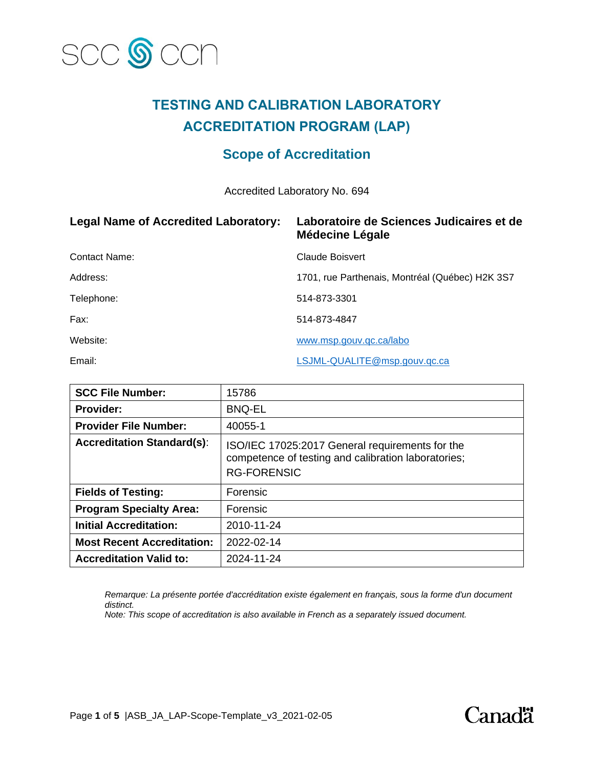# TESTING AND CALIBRATION LABORATORY ACCREDITATION PROGRAM (LAP)

## Scope of Accreditation

Accredited Laboratory No. 694

| | |
|---|---|
| **Legal Name of Accredited Laboratory:** | **Laboratoire de Sciences Judicaires et de Médecine Légale** |
| Contact Name: | Claude Boisvert |
| Address: | 1701, rue Parthenais, Montréal (Québec) H2K 3S7 |
| Telephone: | 514-873-3301 |
| Fax: | 514-873-4847 |
| Website: | www.msp.gouv.qc.ca/labo |
| Email: | LSJML-QUALITE@msp.gouv.qc.ca |

| | |
|---|---|
| **SCC File Number:** | 15786 |
| **Provider:** | BNQ-EL |
| **Provider File Number:** | 40055-1 |
| **Accreditation Standard(s)**: | ISO/IEC 17025:2017 General requirements for the competence of testing and calibration laboratories; RG-FORENSIC |
| **Fields of Testing:** | Forensic |
| **Program Specialty Area:** | Forensic |
| **Initial Accreditation:** | 2010-11-24 |
| **Most Recent Accreditation:** | 2022-02-14 |
| **Accreditation Valid to:** | 2024-11-24 |

*Remarque: La présente portée d'accréditation existe également en français, sous la forme d'un document distinct.*
*Note: This scope of accreditation is also available in French as a separately issued document.*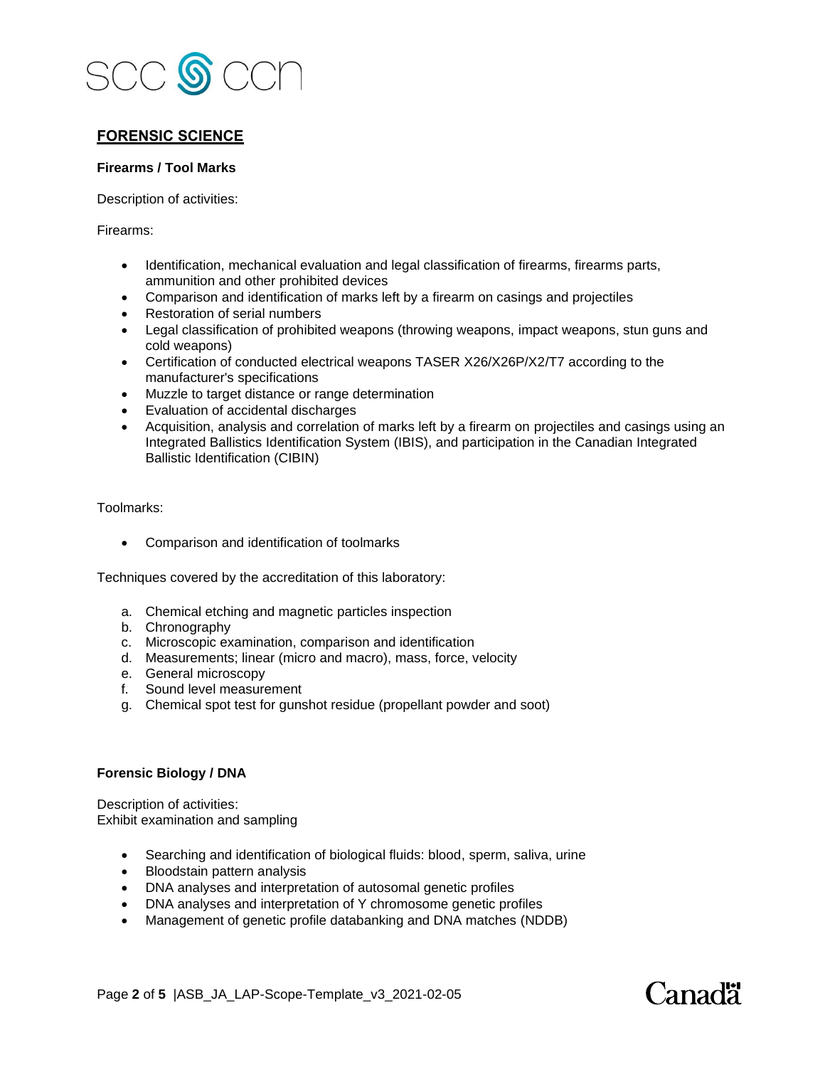## FORENSIC SCIENCE

### Firearms / Tool Marks

Description of activities:

Firearms:

- Identification, mechanical evaluation and legal classification of firearms, firearms parts, ammunition and other prohibited devices
- Comparison and identification of marks left by a firearm on casings and projectiles
- Restoration of serial numbers
- Legal classification of prohibited weapons (throwing weapons, impact weapons, stun guns and cold weapons)
- Certification of conducted electrical weapons TASER X26/X26P/X2/T7 according to the manufacturer's specifications
- Muzzle to target distance or range determination
- Evaluation of accidental discharges
- Acquisition, analysis and correlation of marks left by a firearm on projectiles and casings using an Integrated Ballistics Identification System (IBIS), and participation in the Canadian Integrated Ballistic Identification (CIBIN)

Toolmarks:

- Comparison and identification of toolmarks

Techniques covered by the accreditation of this laboratory:

a. Chemical etching and magnetic particles inspection
b. Chronography
c. Microscopic examination, comparison and identification
d. Measurements; linear (micro and macro), mass, force, velocity
e. General microscopy
f. Sound level measurement
g. Chemical spot test for gunshot residue (propellant powder and soot)

### Forensic Biology / DNA

Description of activities:
Exhibit examination and sampling

- Searching and identification of biological fluids: blood, sperm, saliva, urine
- Bloodstain pattern analysis
- DNA analyses and interpretation of autosomal genetic profiles
- DNA analyses and interpretation of Y chromosome genetic profiles
- Management of genetic profile databanking and DNA matches (NDDB)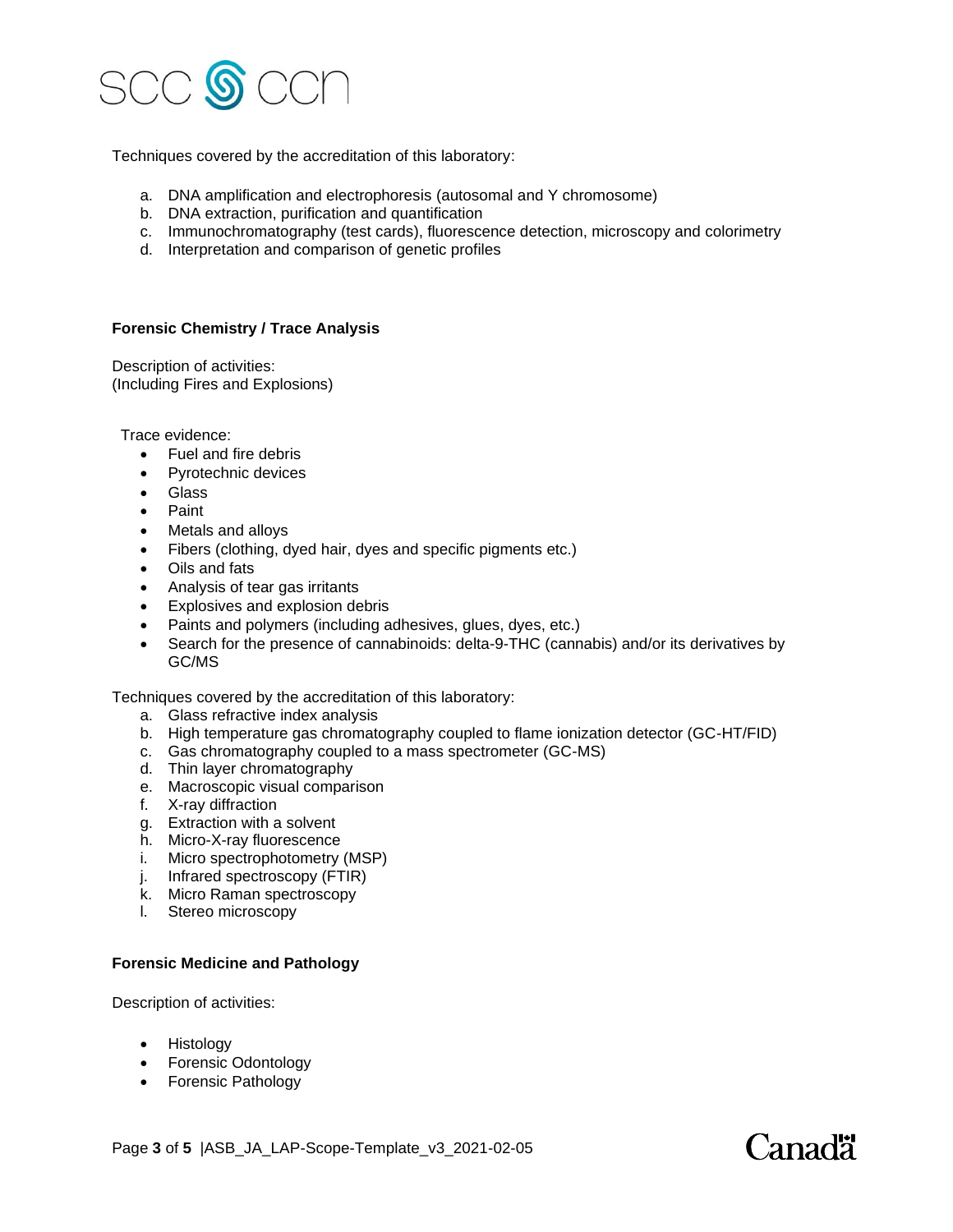Techniques covered by the accreditation of this laboratory:

a. DNA amplification and electrophoresis (autosomal and Y chromosome)
b. DNA extraction, purification and quantification
c. Immunochromatography (test cards), fluorescence detection, microscopy and colorimetry
d. Interpretation and comparison of genetic profiles

**Forensic Chemistry / Trace Analysis**

Description of activities:
(Including Fires and Explosions)

Trace evidence:

- Fuel and fire debris
- Pyrotechnic devices
- Glass
- Paint
- Metals and alloys
- Fibers (clothing, dyed hair, dyes and specific pigments etc.)
- Oils and fats
- Analysis of tear gas irritants
- Explosives and explosion debris
- Paints and polymers (including adhesives, glues, dyes, etc.)
- Search for the presence of cannabinoids: delta-9-THC (cannabis) and/or its derivatives by GC/MS

Techniques covered by the accreditation of this laboratory:

a. Glass refractive index analysis
b. High temperature gas chromatography coupled to flame ionization detector (GC-HT/FID)
c. Gas chromatography coupled to a mass spectrometer (GC-MS)
d. Thin layer chromatography
e. Macroscopic visual comparison
f. X-ray diffraction
g. Extraction with a solvent
h. Micro-X-ray fluorescence
i. Micro spectrophotometry (MSP)
j. Infrared spectroscopy (FTIR)
k. Micro Raman spectroscopy
l. Stereo microscopy

**Forensic Medicine and Pathology**

Description of activities:

- Histology
- Forensic Odontology
- Forensic Pathology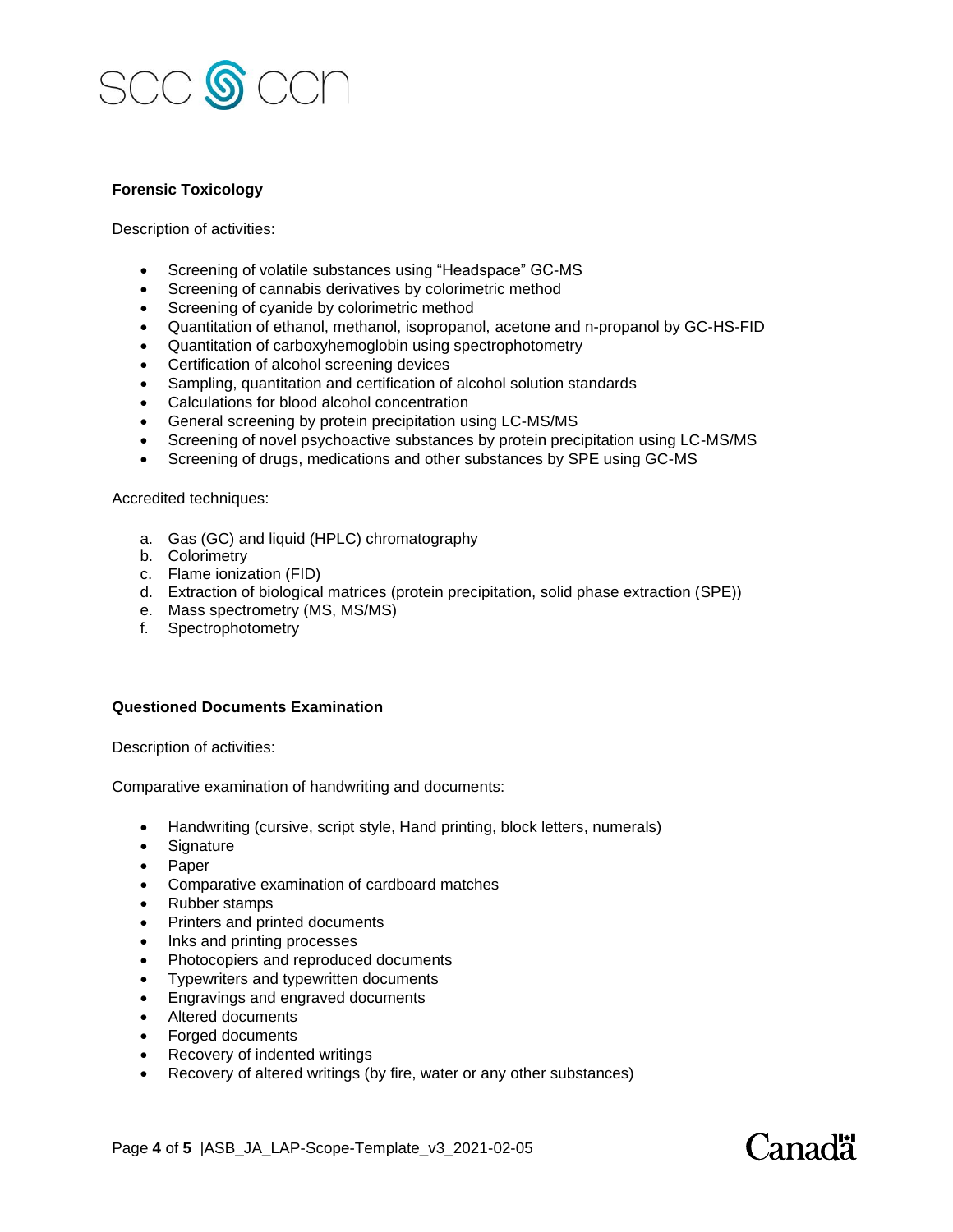**Forensic Toxicology**

Description of activities:

- Screening of volatile substances using “Headspace” GC-MS
- Screening of cannabis derivatives by colorimetric method
- Screening of cyanide by colorimetric method
- Quantitation of ethanol, methanol, isopropanol, acetone and n-propanol by GC-HS-FID
- Quantitation of carboxyhemoglobin using spectrophotometry
- Certification of alcohol screening devices
- Sampling, quantitation and certification of alcohol solution standards
- Calculations for blood alcohol concentration
- General screening by protein precipitation using LC-MS/MS
- Screening of novel psychoactive substances by protein precipitation using LC-MS/MS
- Screening of drugs, medications and other substances by SPE using GC-MS

Accredited techniques:

a. Gas (GC) and liquid (HPLC) chromatography
b. Colorimetry
c. Flame ionization (FID)
d. Extraction of biological matrices (protein precipitation, solid phase extraction (SPE))
e. Mass spectrometry (MS, MS/MS)
f. Spectrophotometry

**Questioned Documents Examination**

Description of activities:

Comparative examination of handwriting and documents:

- Handwriting (cursive, script style, Hand printing, block letters, numerals)
- Signature
- Paper
- Comparative examination of cardboard matches
- Rubber stamps
- Printers and printed documents
- Inks and printing processes
- Photocopiers and reproduced documents
- Typewriters and typewritten documents
- Engravings and engraved documents
- Altered documents
- Forged documents
- Recovery of indented writings
- Recovery of altered writings (by fire, water or any other substances)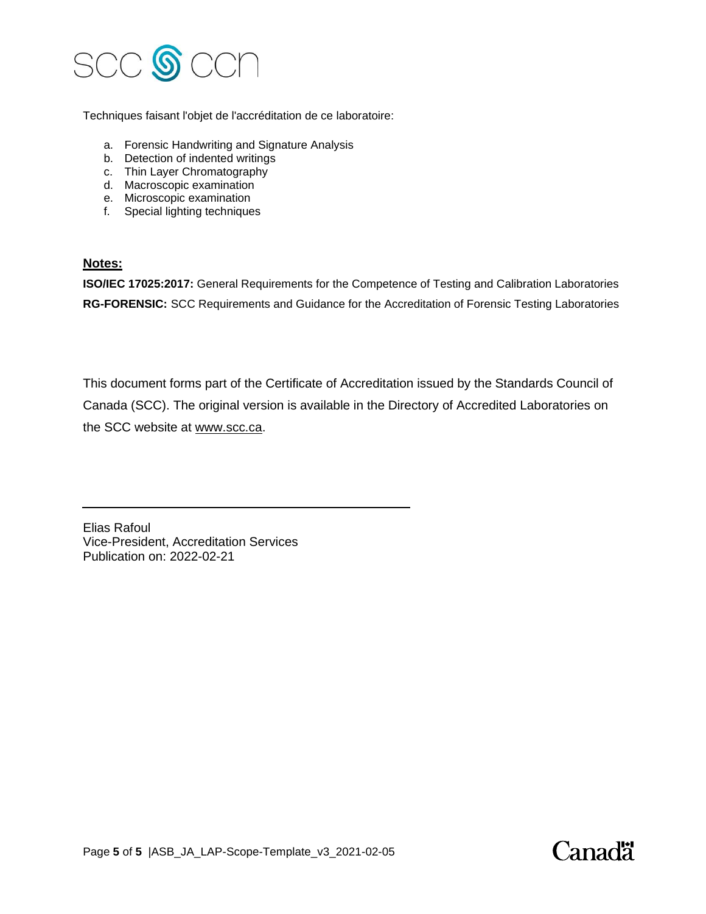Techniques faisant l'objet de l'accréditation de ce laboratoire:

a. Forensic Handwriting and Signature Analysis
b. Detection of indented writings
c. Thin Layer Chromatography
d. Macroscopic examination
e. Microscopic examination
f. Special lighting techniques

**Notes:**

**ISO/IEC 17025:2017:** General Requirements for the Competence of Testing and Calibration Laboratories

**RG-FORENSIC:** SCC Requirements and Guidance for the Accreditation of Forensic Testing Laboratories

This document forms part of the Certificate of Accreditation issued by the Standards Council of Canada (SCC). The original version is available in the Directory of Accredited Laboratories on the SCC website at www.scc.ca.

---

Elias Rafoul
Vice-President, Accreditation Services
Publication on: 2022-02-21